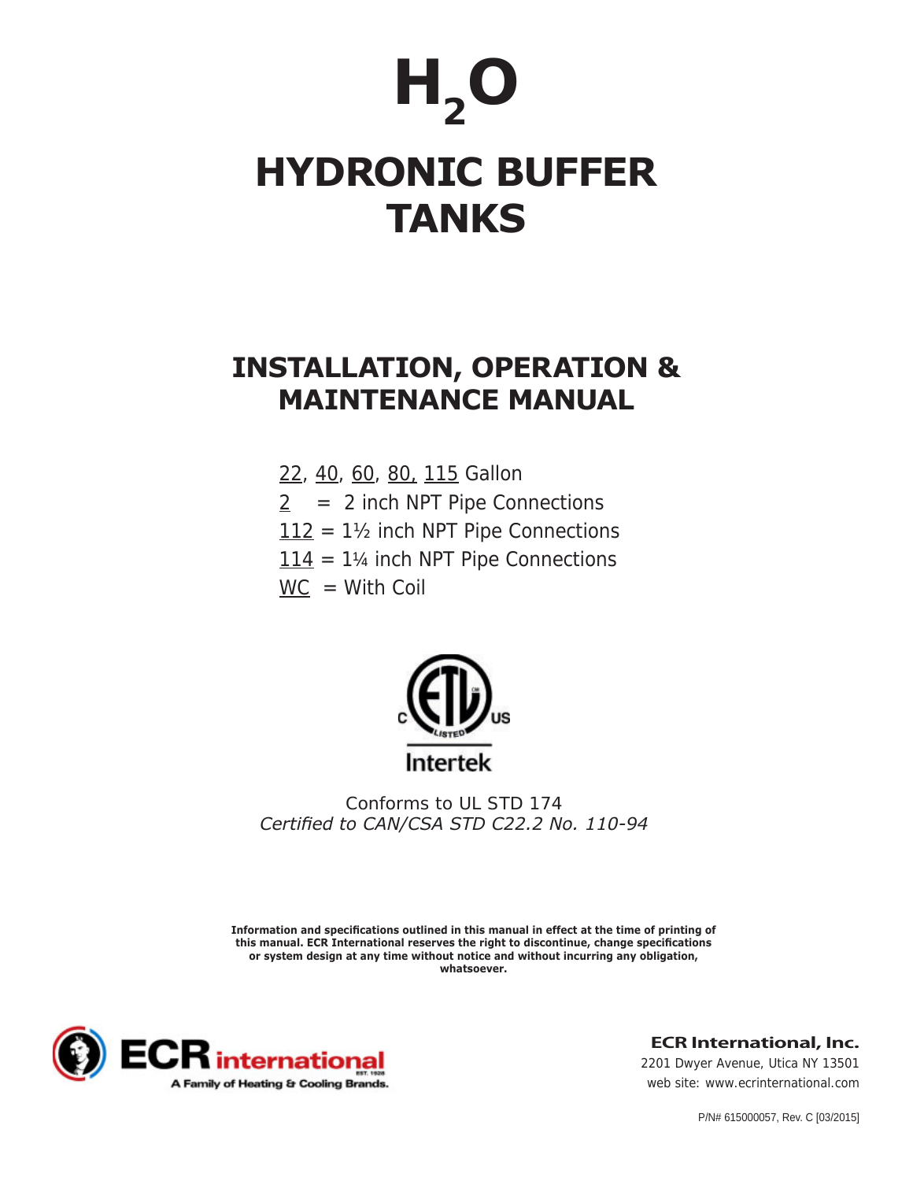# $H_2O$

# HYDRONIC BUFFER TANKS

## INSTALLATION, OPERATION & MAINTENANCE MANUAL

22, 40, 60, 80, 115 Gallon
2 = 2 inch NPT Pipe Connections
112 = 1½ inch NPT Pipe Connections
114 = 1¼ inch NPT Pipe Connections
WC = With Coil

Intertek

Conforms to UL STD 174
*Certified to CAN/CSA STD C22.2 No. 110-94*

**Information and specifications outlined in this manual in effect at the time of printing of this manual. ECR International reserves the right to discontinue, change specifications or system design at any time without notice and without incurring any obligation, whatsoever.**

ECR international
A Family of Heating & Cooling Brands.

**ECR International, Inc.**
2201 Dwyer Avenue, Utica NY 13501
web site: www.ecrinternational.com

P/N# 615000057, Rev. C [03/2015]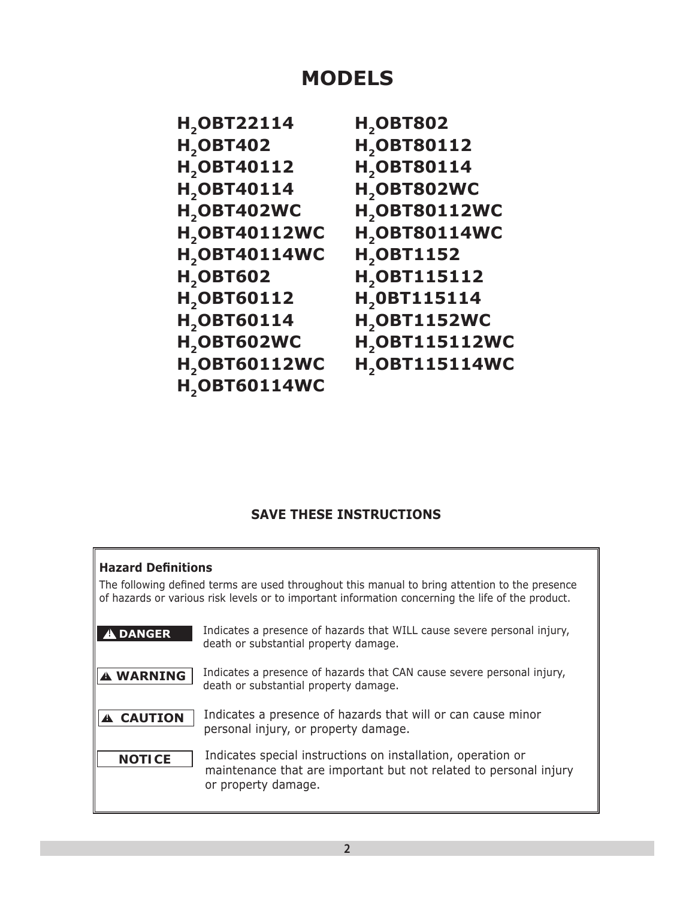# MODELS

| | |
|---|---|
| $H_2$OBT22114 | $H_2$OBT802 |
| $H_2$OBT402 | $H_2$OBT80112 |
| $H_2$OBT40112 | $H_2$OBT80114 |
| $H_2$OBT40114 | $H_2$OBT802WC |
| $H_2$OBT402WC | $H_2$OBT80112WC |
| $H_2$OBT40112WC | $H_2$OBT80114WC |
| $H_2$OBT40114WC | $H_2$OBT1152 |
| $H_2$OBT602 | $H_2$OBT115112 |
| $H_2$OBT60112 | $H_2$0BT115114 |
| $H_2$OBT60114 | $H_2$OBT1152WC |
| $H_2$OBT602WC | $H_2$OBT115112WC |
| $H_2$OBT60112WC | $H_2$OBT115114WC |
| $H_2$OBT60114WC | |

**SAVE THESE INSTRUCTIONS**

**Hazard Definitions**

The following defined terms are used throughout this manual to bring attention to the presence of hazards or various risk levels or to important information concerning the life of the product.

| | |
|---|---|
| **⚠ DANGER** | Indicates a presence of hazards that WILL cause severe personal injury, death or substantial property damage. |
| **⚠ WARNING** | Indicates a presence of hazards that CAN cause severe personal injury, death or substantial property damage. |
| **⚠ CAUTION** | Indicates a presence of hazards that will or can cause minor personal injury, or property damage. |
| **NOTICE** | Indicates special instructions on installation, operation or maintenance that are important but not related to personal injury or property damage. |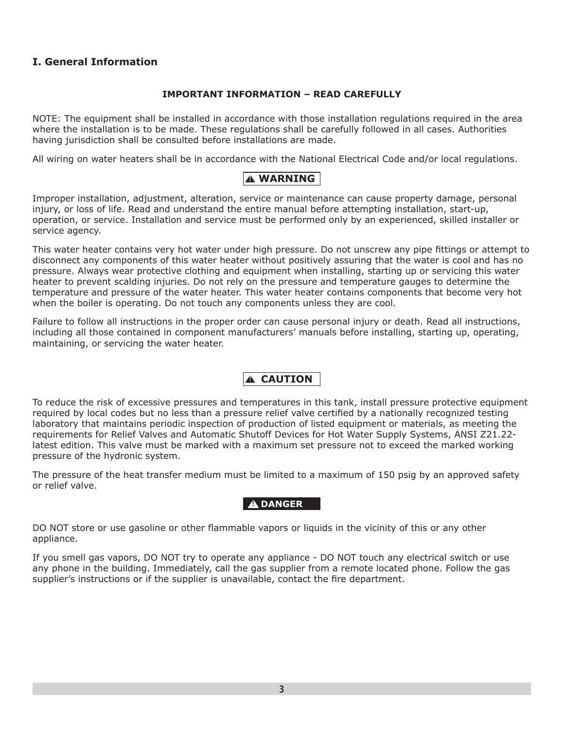## I. General Information

**IMPORTANT INFORMATION – READ CAREFULLY**

NOTE: The equipment shall be installed in accordance with those installation regulations required in the area where the installation is to be made. These regulations shall be carefully followed in all cases. Authorities having jurisdiction shall be consulted before installations are made.

All wiring on water heaters shall be in accordance with the National Electrical Code and/or local regulations.

**⚠ WARNING**

Improper installation, adjustment, alteration, service or maintenance can cause property damage, personal injury, or loss of life. Read and understand the entire manual before attempting installation, start-up, operation, or service. Installation and service must be performed only by an experienced, skilled installer or service agency.

This water heater contains very hot water under high pressure. Do not unscrew any pipe fittings or attempt to disconnect any components of this water heater without positively assuring that the water is cool and has no pressure. Always wear protective clothing and equipment when installing, starting up or servicing this water heater to prevent scalding injuries. Do not rely on the pressure and temperature gauges to determine the temperature and pressure of the water heater. This water heater contains components that become very hot when the boiler is operating. Do not touch any components unless they are cool.

Failure to follow all instructions in the proper order can cause personal injury or death. Read all instructions, including all those contained in component manufacturers' manuals before installing, starting up, operating, maintaining, or servicing the water heater.

**⚠ CAUTION**

To reduce the risk of excessive pressures and temperatures in this tank, install pressure protective equipment required by local codes but no less than a pressure relief valve certified by a nationally recognized testing laboratory that maintains periodic inspection of production of listed equipment or materials, as meeting the requirements for Relief Valves and Automatic Shutoff Devices for Hot Water Supply Systems, ANSI Z21.22-latest edition. This valve must be marked with a maximum set pressure not to exceed the marked working pressure of the hydronic system.

The pressure of the heat transfer medium must be limited to a maximum of 150 psig by an approved safety or relief valve.

**⚠ DANGER**

DO NOT store or use gasoline or other flammable vapors or liquids in the vicinity of this or any other appliance.

If you smell gas vapors, DO NOT try to operate any appliance - DO NOT touch any electrical switch or use any phone in the building. Immediately, call the gas supplier from a remote located phone. Follow the gas supplier's instructions or if the supplier is unavailable, contact the fire department.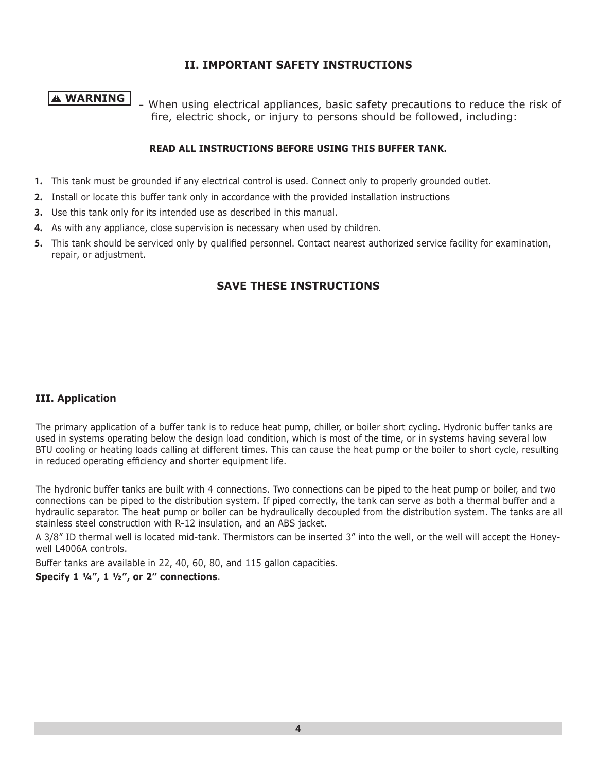## II. IMPORTANT SAFETY INSTRUCTIONS

**⚠ WARNING** – When using electrical appliances, basic safety precautions to reduce the risk of fire, electric shock, or injury to persons should be followed, including:

**READ ALL INSTRUCTIONS BEFORE USING THIS BUFFER TANK.**

1. This tank must be grounded if any electrical control is used. Connect only to properly grounded outlet.
2. Install or locate this buffer tank only in accordance with the provided installation instructions
3. Use this tank only for its intended use as described in this manual.
4. As with any appliance, close supervision is necessary when used by children.
5. This tank should be serviced only by qualified personnel. Contact nearest authorized service facility for examination, repair, or adjustment.

## SAVE THESE INSTRUCTIONS

### III. Application

The primary application of a buffer tank is to reduce heat pump, chiller, or boiler short cycling. Hydronic buffer tanks are used in systems operating below the design load condition, which is most of the time, or in systems having several low BTU cooling or heating loads calling at different times. This can cause the heat pump or the boiler to short cycle, resulting in reduced operating efficiency and shorter equipment life.

The hydronic buffer tanks are built with 4 connections. Two connections can be piped to the heat pump or boiler, and two connections can be piped to the distribution system. If piped correctly, the tank can serve as both a thermal buffer and a hydraulic separator. The heat pump or boiler can be hydraulically decoupled from the distribution system. The tanks are all stainless steel construction with R-12 insulation, and an ABS jacket.

A 3/8" ID thermal well is located mid-tank. Thermistors can be inserted 3" into the well, or the well will accept the Honeywell L4006A controls.

Buffer tanks are available in 22, 40, 60, 80, and 115 gallon capacities.

**Specify 1 ¼", 1 ½", or 2" connections**.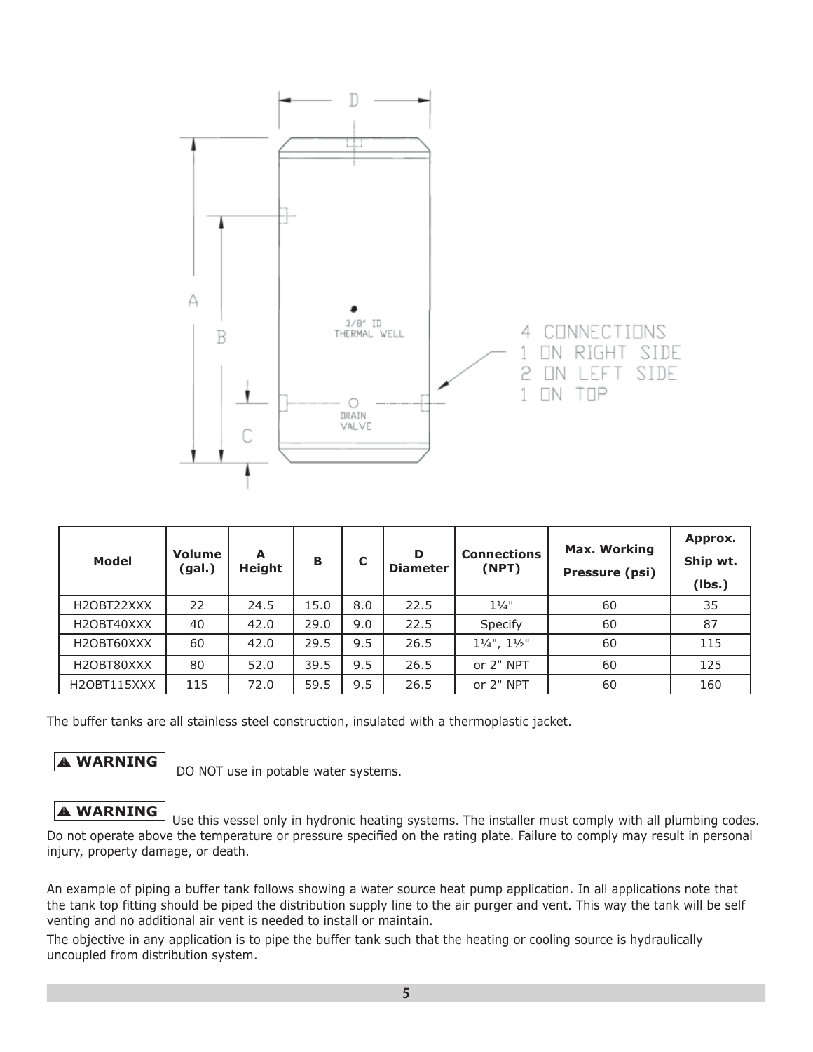| Model | Volume (gal.) | A Height | B | C | D Diameter | Connections (NPT) | Max. Working Pressure (psi) | Approx. Ship wt. (lbs.) |
|---|---|---|---|---|---|---|---|---|
| H2OBT22XXX | 22 | 24.5 | 15.0 | 8.0 | 22.5 | 1¼" | 60 | 35 |
| H2OBT40XXX | 40 | 42.0 | 29.0 | 9.0 | 22.5 | Specify | 60 | 87 |
| H2OBT60XXX | 60 | 42.0 | 29.5 | 9.5 | 26.5 | 1¼", 1½" | 60 | 115 |
| H2OBT80XXX | 80 | 52.0 | 39.5 | 9.5 | 26.5 | or 2" NPT | 60 | 125 |
| H2OBT115XXX | 115 | 72.0 | 59.5 | 9.5 | 26.5 | or 2" NPT | 60 | 160 |

The buffer tanks are all stainless steel construction, insulated with a thermoplastic jacket.

**⚠ WARNING** DO NOT use in potable water systems.

**⚠ WARNING** Use this vessel only in hydronic heating systems. The installer must comply with all plumbing codes. Do not operate above the temperature or pressure specified on the rating plate. Failure to comply may result in personal injury, property damage, or death.

An example of piping a buffer tank follows showing a water source heat pump application. In all applications note that the tank top fitting should be piped the distribution supply line to the air purger and vent. This way the tank will be self venting and no additional air vent is needed to install or maintain.

The objective in any application is to pipe the buffer tank such that the heating or cooling source is hydraulically uncoupled from distribution system.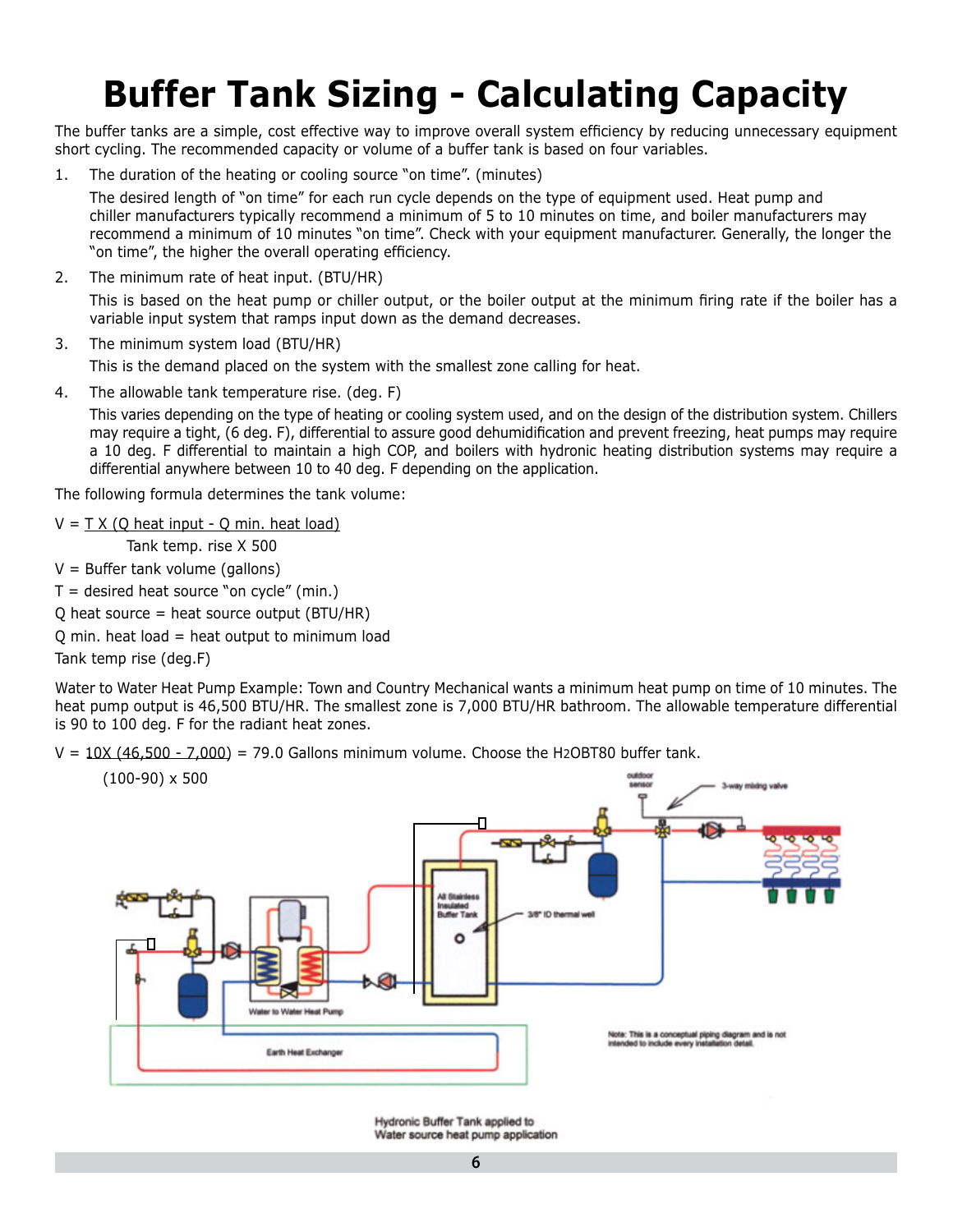# Buffer Tank Sizing - Calculating Capacity

The buffer tanks are a simple, cost effective way to improve overall system efficiency by reducing unnecessary equipment short cycling. The recommended capacity or volume of a buffer tank is based on four variables.

1. The duration of the heating or cooling source "on time". (minutes)

   The desired length of "on time" for each run cycle depends on the type of equipment used. Heat pump and chiller manufacturers typically recommend a minimum of 5 to 10 minutes on time, and boiler manufacturers may recommend a minimum of 10 minutes "on time". Check with your equipment manufacturer. Generally, the longer the "on time", the higher the overall operating efficiency.

2. The minimum rate of heat input. (BTU/HR)

   This is based on the heat pump or chiller output, or the boiler output at the minimum firing rate if the boiler has a variable input system that ramps input down as the demand decreases.

3. The minimum system load (BTU/HR)

   This is the demand placed on the system with the smallest zone calling for heat.

4. The allowable tank temperature rise. (deg. F)

   This varies depending on the type of heating or cooling system used, and on the design of the distribution system. Chillers may require a tight, (6 deg. F), differential to assure good dehumidification and prevent freezing, heat pumps may require a 10 deg. F differential to maintain a high COP, and boilers with hydronic heating distribution systems may require a differential anywhere between 10 to 40 deg. F depending on the application.

The following formula determines the tank volume:

$$V = \frac{T \times (Q\ \text{heat input} - Q\ \text{min. heat load})}{\text{Tank temp. rise} \times 500}$$

V = Buffer tank volume (gallons)

T = desired heat source "on cycle" (min.)

Q heat source = heat source output (BTU/HR)

Q min. heat load = heat output to minimum load

Tank temp rise (deg.F)

Water to Water Heat Pump Example: Town and Country Mechanical wants a minimum heat pump on time of 10 minutes. The heat pump output is 46,500 BTU/HR. The smallest zone is 7,000 BTU/HR bathroom. The allowable temperature differential is 90 to 100 deg. F for the radiant heat zones.

$$V = \frac{10 \times (46{,}500 - 7{,}000)}{(100-90) \times 500} = 79.0$$

= 79.0 Gallons minimum volume. Choose the H2OBT80 buffer tank.

Note: This is a conceptual piping diagram and is not intended to include every installation detail.

Hydronic Buffer Tank applied to Water source heat pump application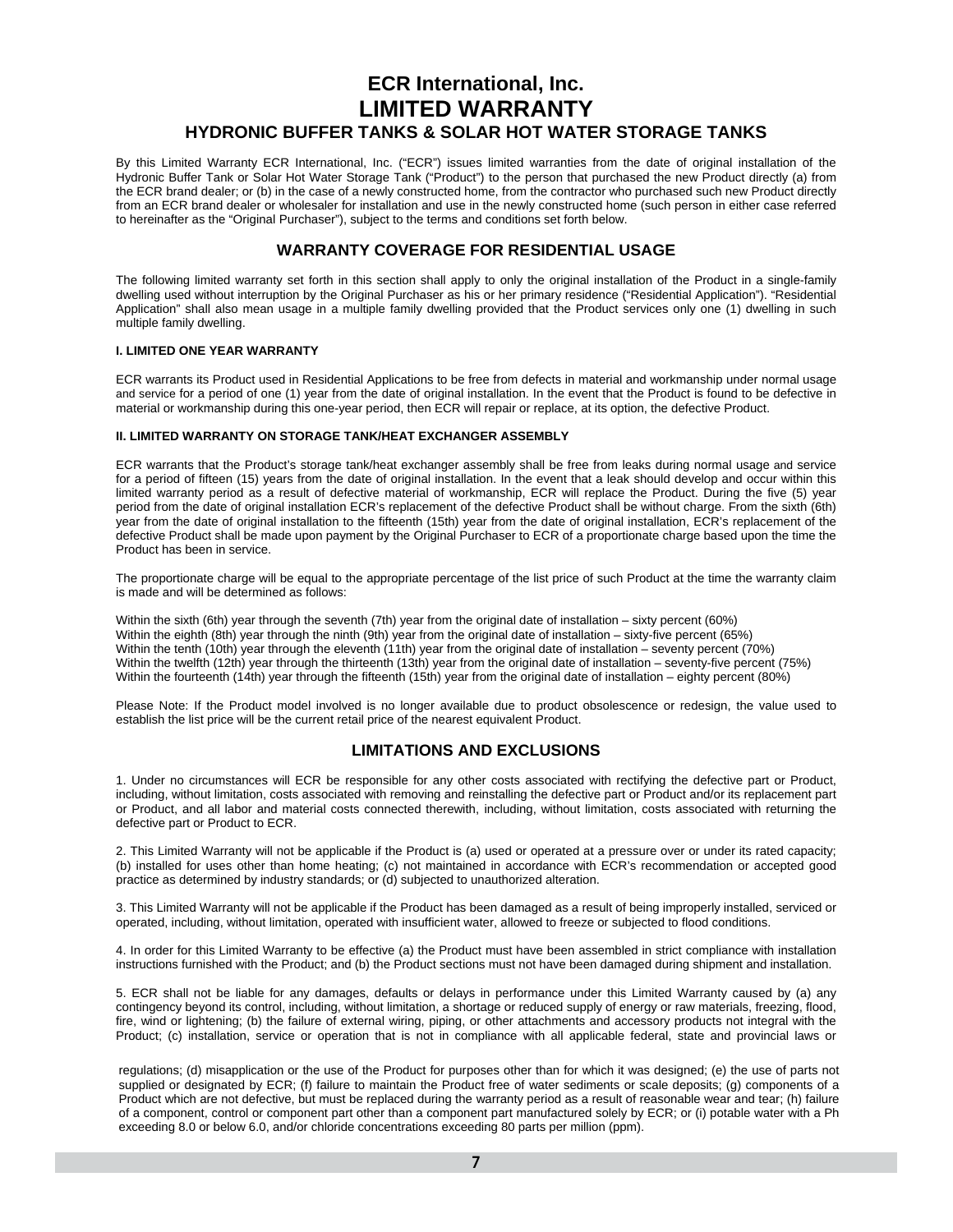# ECR International, Inc.
# LIMITED WARRANTY
## HYDRONIC BUFFER TANKS & SOLAR HOT WATER STORAGE TANKS

By this Limited Warranty ECR International, Inc. ("ECR") issues limited warranties from the date of original installation of the Hydronic Buffer Tank or Solar Hot Water Storage Tank ("Product") to the person that purchased the new Product directly (a) from the ECR brand dealer; or (b) in the case of a newly constructed home, from the contractor who purchased such new Product directly from an ECR brand dealer or wholesaler for installation and use in the newly constructed home (such person in either case referred to hereinafter as the "Original Purchaser"), subject to the terms and conditions set forth below.

## WARRANTY COVERAGE FOR RESIDENTIAL USAGE

The following limited warranty set forth in this section shall apply to only the original installation of the Product in a single-family dwelling used without interruption by the Original Purchaser as his or her primary residence ("Residential Application"). "Residential Application" shall also mean usage in a multiple family dwelling provided that the Product services only one (1) dwelling in such multiple family dwelling.

#### I. LIMITED ONE YEAR WARRANTY

ECR warrants its Product used in Residential Applications to be free from defects in material and workmanship under normal usage and service for a period of one (1) year from the date of original installation. In the event that the Product is found to be defective in material or workmanship during this one-year period, then ECR will repair or replace, at its option, the defective Product.

#### II. LIMITED WARRANTY ON STORAGE TANK/HEAT EXCHANGER ASSEMBLY

ECR warrants that the Product's storage tank/heat exchanger assembly shall be free from leaks during normal usage and service for a period of fifteen (15) years from the date of original installation. In the event that a leak should develop and occur within this limited warranty period as a result of defective material of workmanship, ECR will replace the Product. During the five (5) year period from the date of original installation ECR's replacement of the defective Product shall be without charge. From the sixth (6th) year from the date of original installation to the fifteenth (15th) year from the date of original installation, ECR's replacement of the defective Product shall be made upon payment by the Original Purchaser to ECR of a proportionate charge based upon the time the Product has been in service.

The proportionate charge will be equal to the appropriate percentage of the list price of such Product at the time the warranty claim is made and will be determined as follows:

Within the sixth (6th) year through the seventh (7th) year from the original date of installation – sixty percent (60%)
Within the eighth (8th) year through the ninth (9th) year from the original date of installation – sixty-five percent (65%)
Within the tenth (10th) year through the eleventh (11th) year from the original date of installation – seventy percent (70%)
Within the twelfth (12th) year through the thirteenth (13th) year from the original date of installation – seventy-five percent (75%)
Within the fourteenth (14th) year through the fifteenth (15th) year from the original date of installation – eighty percent (80%)

Please Note: If the Product model involved is no longer available due to product obsolescence or redesign, the value used to establish the list price will be the current retail price of the nearest equivalent Product.

## LIMITATIONS AND EXCLUSIONS

1. Under no circumstances will ECR be responsible for any other costs associated with rectifying the defective part or Product, including, without limitation, costs associated with removing and reinstalling the defective part or Product and/or its replacement part or Product, and all labor and material costs connected therewith, including, without limitation, costs associated with returning the defective part or Product to ECR.

2. This Limited Warranty will not be applicable if the Product is (a) used or operated at a pressure over or under its rated capacity; (b) installed for uses other than home heating; (c) not maintained in accordance with ECR's recommendation or accepted good practice as determined by industry standards; or (d) subjected to unauthorized alteration.

3. This Limited Warranty will not be applicable if the Product has been damaged as a result of being improperly installed, serviced or operated, including, without limitation, operated with insufficient water, allowed to freeze or subjected to flood conditions.

4. In order for this Limited Warranty to be effective (a) the Product must have been assembled in strict compliance with installation instructions furnished with the Product; and (b) the Product sections must not have been damaged during shipment and installation.

5. ECR shall not be liable for any damages, defaults or delays in performance under this Limited Warranty caused by (a) any contingency beyond its control, including, without limitation, a shortage or reduced supply of energy or raw materials, freezing, flood, fire, wind or lightening; (b) the failure of external wiring, piping, or other attachments and accessory products not integral with the Product; (c) installation, service or operation that is not in compliance with all applicable federal, state and provincial laws or regulations; (d) misapplication or the use of the Product for purposes other than for which it was designed; (e) the use of parts not supplied or designated by ECR; (f) failure to maintain the Product free of water sediments or scale deposits; (g) components of a Product which are not defective, but must be replaced during the warranty period as a result of reasonable wear and tear; (h) failure of a component, control or component part other than a component part manufactured solely by ECR; or (i) potable water with a Ph exceeding 8.0 or below 6.0, and/or chloride concentrations exceeding 80 parts per million (ppm).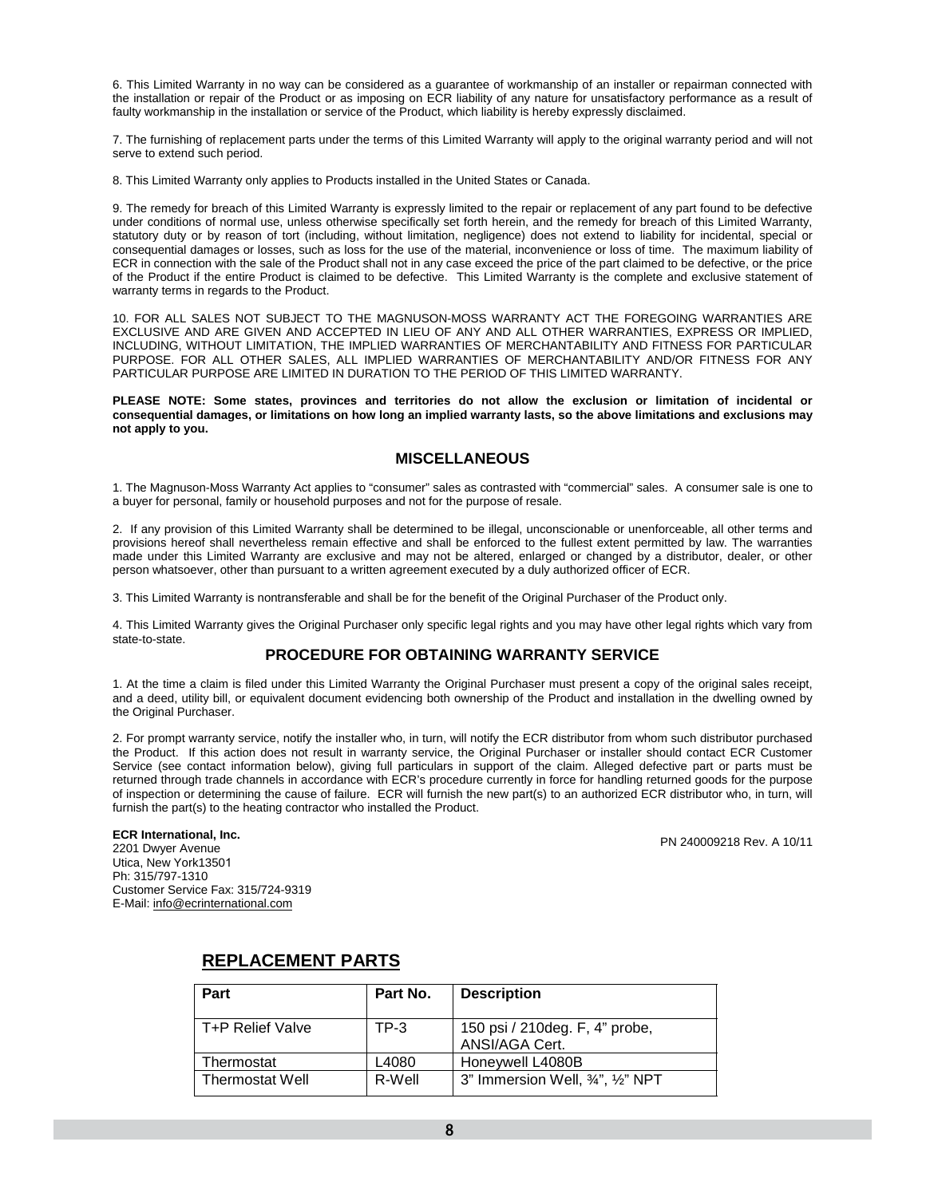6. This Limited Warranty in no way can be considered as a guarantee of workmanship of an installer or repairman connected with the installation or repair of the Product or as imposing on ECR liability of any nature for unsatisfactory performance as a result of faulty workmanship in the installation or service of the Product, which liability is hereby expressly disclaimed.

7. The furnishing of replacement parts under the terms of this Limited Warranty will apply to the original warranty period and will not serve to extend such period.

8. This Limited Warranty only applies to Products installed in the United States or Canada.

9. The remedy for breach of this Limited Warranty is expressly limited to the repair or replacement of any part found to be defective under conditions of normal use, unless otherwise specifically set forth herein, and the remedy for breach of this Limited Warranty, statutory duty or by reason of tort (including, without limitation, negligence) does not extend to liability for incidental, special or consequential damages or losses, such as loss for the use of the material, inconvenience or loss of time. The maximum liability of ECR in connection with the sale of the Product shall not in any case exceed the price of the part claimed to be defective, or the price of the Product if the entire Product is claimed to be defective. This Limited Warranty is the complete and exclusive statement of warranty terms in regards to the Product.

10. FOR ALL SALES NOT SUBJECT TO THE MAGNUSON-MOSS WARRANTY ACT THE FOREGOING WARRANTIES ARE EXCLUSIVE AND ARE GIVEN AND ACCEPTED IN LIEU OF ANY AND ALL OTHER WARRANTIES, EXPRESS OR IMPLIED, INCLUDING, WITHOUT LIMITATION, THE IMPLIED WARRANTIES OF MERCHANTABILITY AND FITNESS FOR PARTICULAR PURPOSE. FOR ALL OTHER SALES, ALL IMPLIED WARRANTIES OF MERCHANTABILITY AND/OR FITNESS FOR ANY PARTICULAR PURPOSE ARE LIMITED IN DURATION TO THE PERIOD OF THIS LIMITED WARRANTY.

**PLEASE NOTE: Some states, provinces and territories do not allow the exclusion or limitation of incidental or consequential damages, or limitations on how long an implied warranty lasts, so the above limitations and exclusions may not apply to you.**

## MISCELLANEOUS

1. The Magnuson-Moss Warranty Act applies to "consumer" sales as contrasted with "commercial" sales. A consumer sale is one to a buyer for personal, family or household purposes and not for the purpose of resale.

2. If any provision of this Limited Warranty shall be determined to be illegal, unconscionable or unenforceable, all other terms and provisions hereof shall nevertheless remain effective and shall be enforced to the fullest extent permitted by law. The warranties made under this Limited Warranty are exclusive and may not be altered, enlarged or changed by a distributor, dealer, or other person whatsoever, other than pursuant to a written agreement executed by a duly authorized officer of ECR.

3. This Limited Warranty is nontransferable and shall be for the benefit of the Original Purchaser of the Product only.

4. This Limited Warranty gives the Original Purchaser only specific legal rights and you may have other legal rights which vary from state-to-state.

## PROCEDURE FOR OBTAINING WARRANTY SERVICE

1. At the time a claim is filed under this Limited Warranty the Original Purchaser must present a copy of the original sales receipt, and a deed, utility bill, or equivalent document evidencing both ownership of the Product and installation in the dwelling owned by the Original Purchaser.

2. For prompt warranty service, notify the installer who, in turn, will notify the ECR distributor from whom such distributor purchased the Product. If this action does not result in warranty service, the Original Purchaser or installer should contact ECR Customer Service (see contact information below), giving full particulars in support of the claim. Alleged defective part or parts must be returned through trade channels in accordance with ECR's procedure currently in force for handling returned goods for the purpose of inspection or determining the cause of failure. ECR will furnish the new part(s) to an authorized ECR distributor who, in turn, will furnish the part(s) to the heating contractor who installed the Product.

**ECR International, Inc.**
2201 Dwyer Avenue
Utica, New York13501
Ph: 315/797-1310
Customer Service Fax: 315/724-9319
E-Mail: info@ecrinternational.com

PN 240009218 Rev. A 10/11

## REPLACEMENT PARTS

| Part | Part No. | Description |
| --- | --- | --- |
| T+P Relief Valve | TP-3 | 150 psi / 210deg. F, 4" probe, ANSI/AGA Cert. |
| Thermostat | L4080 | Honeywell L4080B |
| Thermostat Well | R-Well | 3" Immersion Well, ¾", ½" NPT |